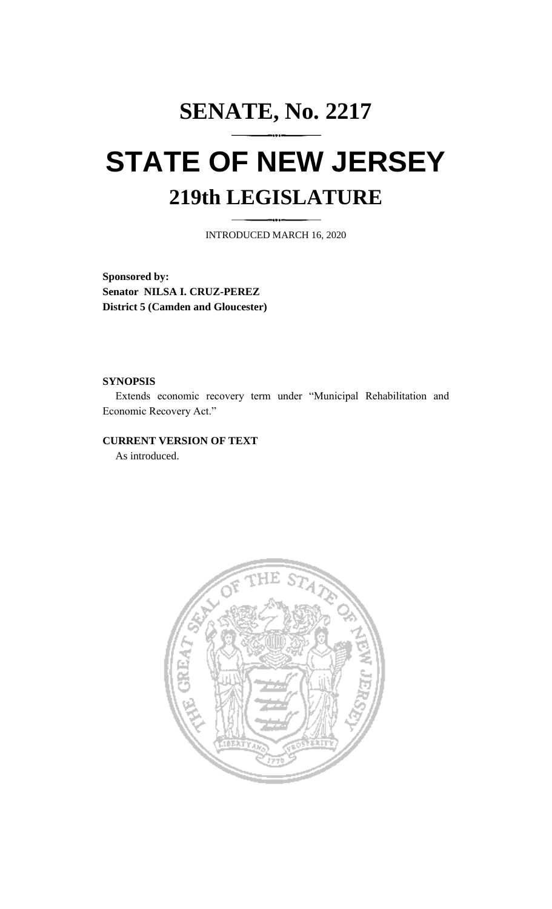# SENATE, No. 2217

# STATE OF NEW JERSEY

## 219th LEGISLATURE

INTRODUCED MARCH 16, 2020

**Sponsored by:**
**Senator NILSA I. CRUZ-PEREZ**
**District 5 (Camden and Gloucester)**

**SYNOPSIS**

Extends economic recovery term under "Municipal Rehabilitation and Economic Recovery Act."

**CURRENT VERSION OF TEXT**

As introduced.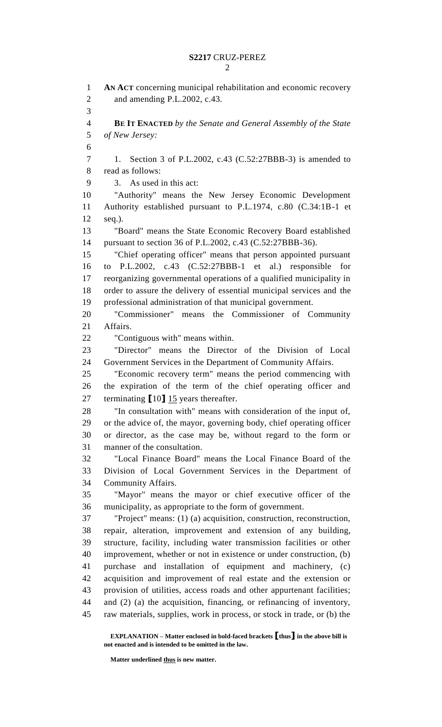**AN ACT** concerning municipal rehabilitation and economic recovery and amending P.L.2002, c.43.

**BE IT ENACTED** *by the Senate and General Assembly of the State of New Jersey:*

1. Section 3 of P.L.2002, c.43 (C.52:27BBB-3) is amended to read as follows:

3. As used in this act:

"Authority" means the New Jersey Economic Development Authority established pursuant to P.L.1974, c.80 (C.34:1B-1 et seq.).

"Board" means the State Economic Recovery Board established pursuant to section 36 of P.L.2002, c.43 (C.52:27BBB-36).

"Chief operating officer" means that person appointed pursuant to P.L.2002, c.43 (C.52:27BBB-1 et al.) responsible for reorganizing governmental operations of a qualified municipality in order to assure the delivery of essential municipal services and the professional administration of that municipal government.

"Commissioner" means the Commissioner of Community Affairs.

"Contiguous with" means within.

"Director" means the Director of the Division of Local Government Services in the Department of Community Affairs.

"Economic recovery term" means the period commencing with the expiration of the term of the chief operating officer and terminating **[**10**]** <u>15</u> years thereafter.

"In consultation with" means with consideration of the input of, or the advice of, the mayor, governing body, chief operating officer or director, as the case may be, without regard to the form or manner of the consultation.

"Local Finance Board" means the Local Finance Board of the Division of Local Government Services in the Department of Community Affairs.

"Mayor" means the mayor or chief executive officer of the municipality, as appropriate to the form of government.

"Project" means: (1) (a) acquisition, construction, reconstruction, repair, alteration, improvement and extension of any building, structure, facility, including water transmission facilities or other improvement, whether or not in existence or under construction, (b) purchase and installation of equipment and machinery, (c) acquisition and improvement of real estate and the extension or provision of utilities, access roads and other appurtenant facilities; and (2) (a) the acquisition, financing, or refinancing of inventory, raw materials, supplies, work in process, or stock in trade, or (b) the

**EXPLANATION – Matter enclosed in bold-faced brackets [thus] in the above bill is not enacted and is intended to be omitted in the law.**

**Matter underlined <u>thus</u> is new matter.**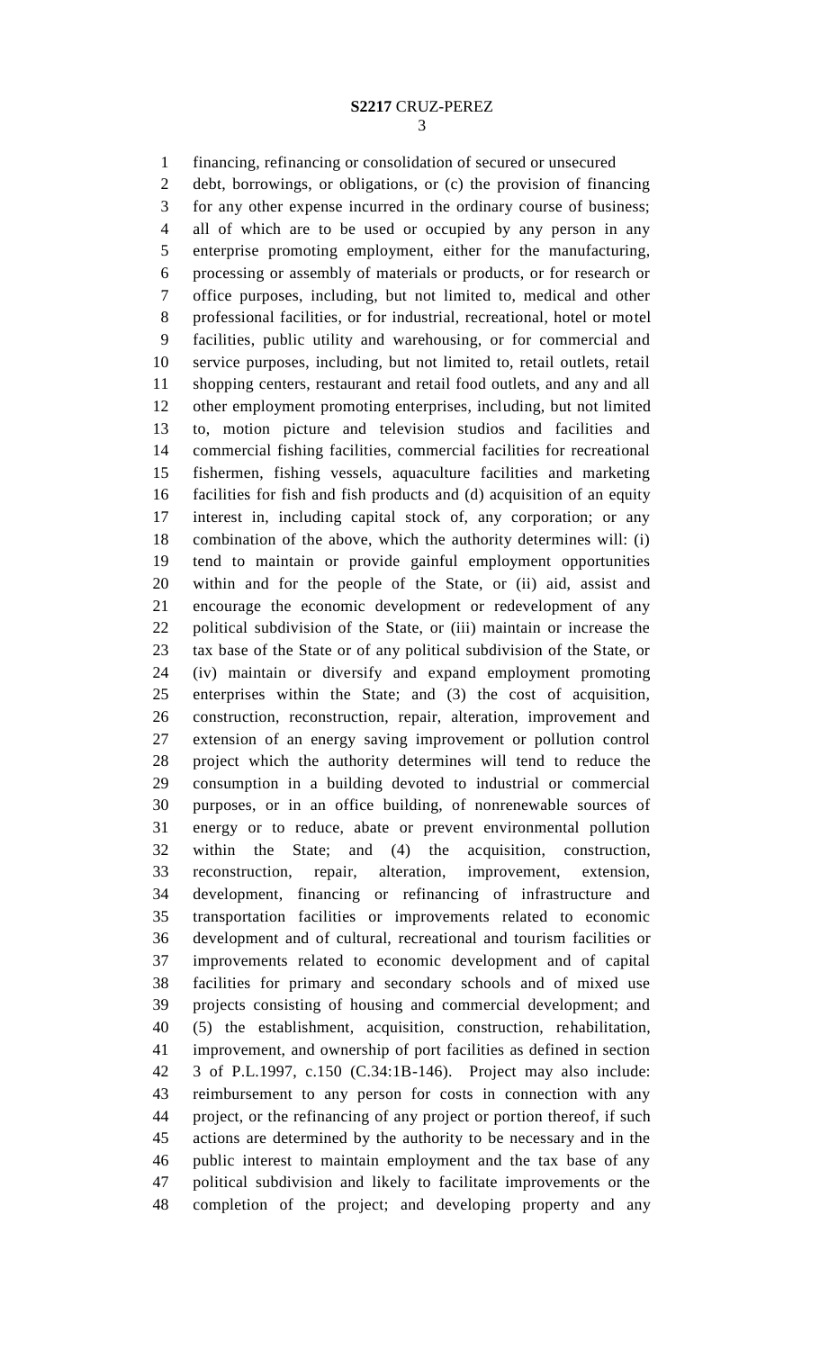financing, refinancing or consolidation of secured or unsecured debt, borrowings, or obligations, or (c) the provision of financing for any other expense incurred in the ordinary course of business; all of which are to be used or occupied by any person in any enterprise promoting employment, either for the manufacturing, processing or assembly of materials or products, or for research or office purposes, including, but not limited to, medical and other professional facilities, or for industrial, recreational, hotel or motel facilities, public utility and warehousing, or for commercial and service purposes, including, but not limited to, retail outlets, retail shopping centers, restaurant and retail food outlets, and any and all other employment promoting enterprises, including, but not limited to, motion picture and television studios and facilities and commercial fishing facilities, commercial facilities for recreational fishermen, fishing vessels, aquaculture facilities and marketing facilities for fish and fish products and (d) acquisition of an equity interest in, including capital stock of, any corporation; or any combination of the above, which the authority determines will: (i) tend to maintain or provide gainful employment opportunities within and for the people of the State, or (ii) aid, assist and encourage the economic development or redevelopment of any political subdivision of the State, or (iii) maintain or increase the tax base of the State or of any political subdivision of the State, or (iv) maintain or diversify and expand employment promoting enterprises within the State; and (3) the cost of acquisition, construction, reconstruction, repair, alteration, improvement and extension of an energy saving improvement or pollution control project which the authority determines will tend to reduce the consumption in a building devoted to industrial or commercial purposes, or in an office building, of nonrenewable sources of energy or to reduce, abate or prevent environmental pollution within the State; and (4) the acquisition, construction, reconstruction, repair, alteration, improvement, extension, development, financing or refinancing of infrastructure and transportation facilities or improvements related to economic development and of cultural, recreational and tourism facilities or improvements related to economic development and of capital facilities for primary and secondary schools and of mixed use projects consisting of housing and commercial development; and (5) the establishment, acquisition, construction, rehabilitation, improvement, and ownership of port facilities as defined in section 3 of P.L.1997, c.150 (C.34:1B-146). Project may also include: reimbursement to any person for costs in connection with any project, or the refinancing of any project or portion thereof, if such actions are determined by the authority to be necessary and in the public interest to maintain employment and the tax base of any political subdivision and likely to facilitate improvements or the completion of the project; and developing property and any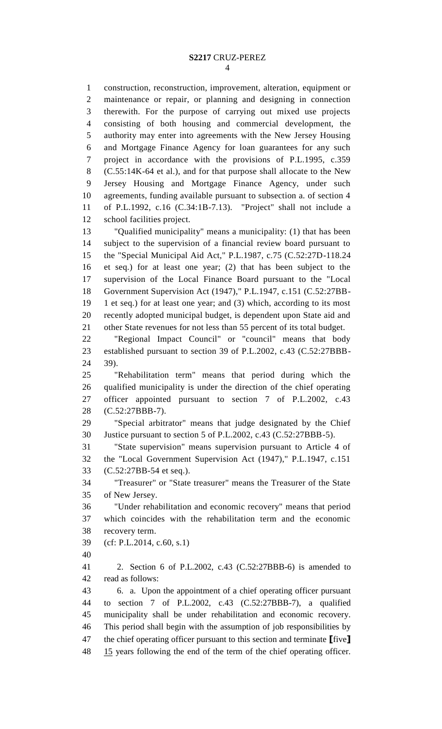construction, reconstruction, improvement, alteration, equipment or maintenance or repair, or planning and designing in connection therewith. For the purpose of carrying out mixed use projects consisting of both housing and commercial development, the authority may enter into agreements with the New Jersey Housing and Mortgage Finance Agency for loan guarantees for any such project in accordance with the provisions of P.L.1995, c.359 (C.55:14K-64 et al.), and for that purpose shall allocate to the New Jersey Housing and Mortgage Finance Agency, under such agreements, funding available pursuant to subsection a. of section 4 of P.L.1992, c.16 (C.34:1B-7.13). "Project" shall not include a school facilities project.

"Qualified municipality" means a municipality: (1) that has been subject to the supervision of a financial review board pursuant to the "Special Municipal Aid Act," P.L.1987, c.75 (C.52:27D-118.24 et seq.) for at least one year; (2) that has been subject to the supervision of the Local Finance Board pursuant to the "Local Government Supervision Act (1947)," P.L.1947, c.151 (C.52:27BB-1 et seq.) for at least one year; and (3) which, according to its most recently adopted municipal budget, is dependent upon State aid and other State revenues for not less than 55 percent of its total budget.

"Regional Impact Council" or "council" means that body established pursuant to section 39 of P.L.2002, c.43 (C.52:27BBB-39).

"Rehabilitation term" means that period during which the qualified municipality is under the direction of the chief operating officer appointed pursuant to section 7 of P.L.2002, c.43 (C.52:27BBB-7).

"Special arbitrator" means that judge designated by the Chief Justice pursuant to section 5 of P.L.2002, c.43 (C.52:27BBB-5).

"State supervision" means supervision pursuant to Article 4 of the "Local Government Supervision Act (1947)," P.L.1947, c.151 (C.52:27BB-54 et seq.).

"Treasurer" or "State treasurer" means the Treasurer of the State of New Jersey.

"Under rehabilitation and economic recovery" means that period which coincides with the rehabilitation term and the economic recovery term.

(cf: P.L.2014, c.60, s.1)

2. Section 6 of P.L.2002, c.43 (C.52:27BBB-6) is amended to read as follows:

6. a. Upon the appointment of a chief operating officer pursuant to section 7 of P.L.2002, c.43 (C.52:27BBB-7), a qualified municipality shall be under rehabilitation and economic recovery. This period shall begin with the assumption of job responsibilities by the chief operating officer pursuant to this section and terminate **[**five**]** <u>15</u> years following the end of the term of the chief operating officer.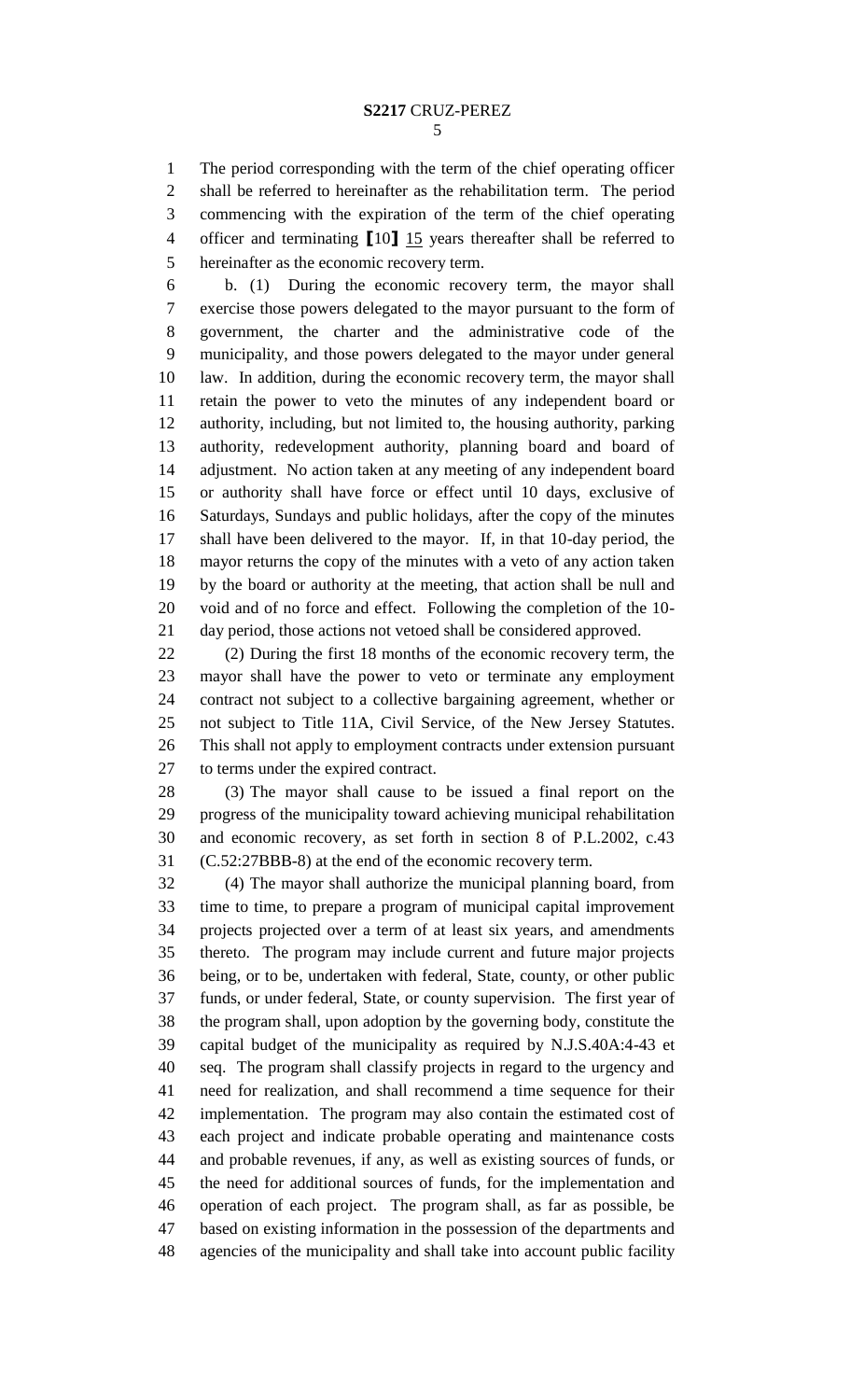The period corresponding with the term of the chief operating officer shall be referred to hereinafter as the rehabilitation term. The period commencing with the expiration of the term of the chief operating officer and terminating ⟦10⟧ 15 years thereafter shall be referred to hereinafter as the economic recovery term.

b. (1) During the economic recovery term, the mayor shall exercise those powers delegated to the mayor pursuant to the form of government, the charter and the administrative code of the municipality, and those powers delegated to the mayor under general law. In addition, during the economic recovery term, the mayor shall retain the power to veto the minutes of any independent board or authority, including, but not limited to, the housing authority, parking authority, redevelopment authority, planning board and board of adjustment. No action taken at any meeting of any independent board or authority shall have force or effect until 10 days, exclusive of Saturdays, Sundays and public holidays, after the copy of the minutes shall have been delivered to the mayor. If, in that 10-day period, the mayor returns the copy of the minutes with a veto of any action taken by the board or authority at the meeting, that action shall be null and void and of no force and effect. Following the completion of the 10-day period, those actions not vetoed shall be considered approved.

(2) During the first 18 months of the economic recovery term, the mayor shall have the power to veto or terminate any employment contract not subject to a collective bargaining agreement, whether or not subject to Title 11A, Civil Service, of the New Jersey Statutes. This shall not apply to employment contracts under extension pursuant to terms under the expired contract.

(3) The mayor shall cause to be issued a final report on the progress of the municipality toward achieving municipal rehabilitation and economic recovery, as set forth in section 8 of P.L.2002, c.43 (C.52:27BBB-8) at the end of the economic recovery term.

(4) The mayor shall authorize the municipal planning board, from time to time, to prepare a program of municipal capital improvement projects projected over a term of at least six years, and amendments thereto. The program may include current and future major projects being, or to be, undertaken with federal, State, county, or other public funds, or under federal, State, or county supervision. The first year of the program shall, upon adoption by the governing body, constitute the capital budget of the municipality as required by N.J.S.40A:4-43 et seq. The program shall classify projects in regard to the urgency and need for realization, and shall recommend a time sequence for their implementation. The program may also contain the estimated cost of each project and indicate probable operating and maintenance costs and probable revenues, if any, as well as existing sources of funds, or the need for additional sources of funds, for the implementation and operation of each project. The program shall, as far as possible, be based on existing information in the possession of the departments and agencies of the municipality and shall take into account public facility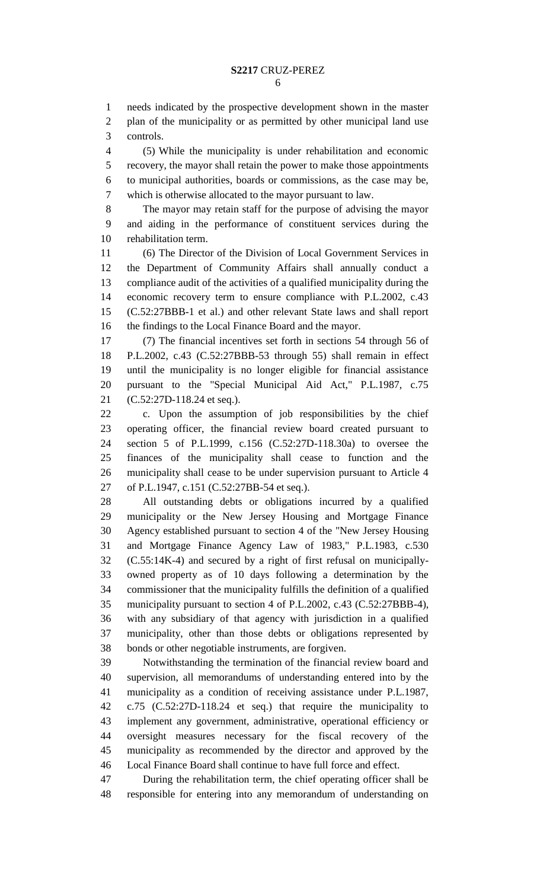needs indicated by the prospective development shown in the master plan of the municipality or as permitted by other municipal land use controls.

(5) While the municipality is under rehabilitation and economic recovery, the mayor shall retain the power to make those appointments to municipal authorities, boards or commissions, as the case may be, which is otherwise allocated to the mayor pursuant to law.

The mayor may retain staff for the purpose of advising the mayor and aiding in the performance of constituent services during the rehabilitation term.

(6) The Director of the Division of Local Government Services in the Department of Community Affairs shall annually conduct a compliance audit of the activities of a qualified municipality during the economic recovery term to ensure compliance with P.L.2002, c.43 (C.52:27BBB-1 et al.) and other relevant State laws and shall report the findings to the Local Finance Board and the mayor.

(7) The financial incentives set forth in sections 54 through 56 of P.L.2002, c.43 (C.52:27BBB-53 through 55) shall remain in effect until the municipality is no longer eligible for financial assistance pursuant to the "Special Municipal Aid Act," P.L.1987, c.75 (C.52:27D-118.24 et seq.).

c. Upon the assumption of job responsibilities by the chief operating officer, the financial review board created pursuant to section 5 of P.L.1999, c.156 (C.52:27D-118.30a) to oversee the finances of the municipality shall cease to function and the municipality shall cease to be under supervision pursuant to Article 4 of P.L.1947, c.151 (C.52:27BB-54 et seq.).

All outstanding debts or obligations incurred by a qualified municipality or the New Jersey Housing and Mortgage Finance Agency established pursuant to section 4 of the "New Jersey Housing and Mortgage Finance Agency Law of 1983," P.L.1983, c.530 (C.55:14K-4) and secured by a right of first refusal on municipally-owned property as of 10 days following a determination by the commissioner that the municipality fulfills the definition of a qualified municipality pursuant to section 4 of P.L.2002, c.43 (C.52:27BBB-4), with any subsidiary of that agency with jurisdiction in a qualified municipality, other than those debts or obligations represented by bonds or other negotiable instruments, are forgiven.

Notwithstanding the termination of the financial review board and supervision, all memorandums of understanding entered into by the municipality as a condition of receiving assistance under P.L.1987, c.75 (C.52:27D-118.24 et seq.) that require the municipality to implement any government, administrative, operational efficiency or oversight measures necessary for the fiscal recovery of the municipality as recommended by the director and approved by the Local Finance Board shall continue to have full force and effect.

During the rehabilitation term, the chief operating officer shall be responsible for entering into any memorandum of understanding on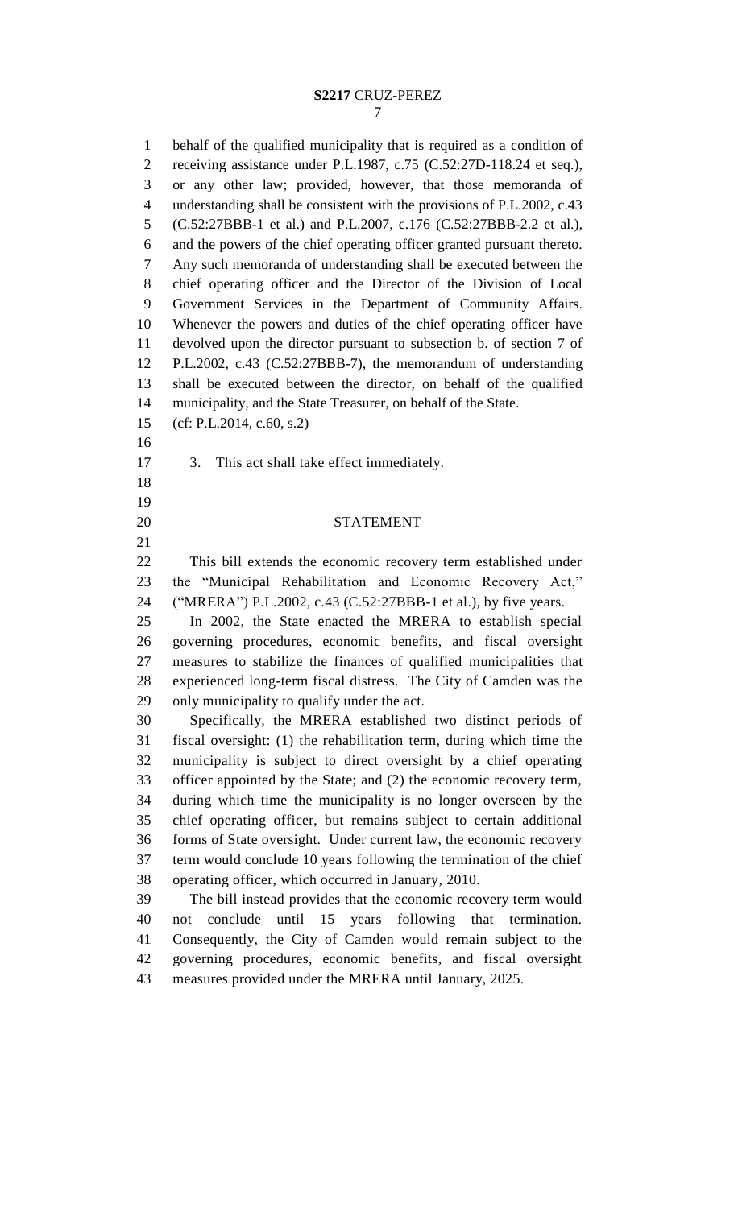behalf of the qualified municipality that is required as a condition of receiving assistance under P.L.1987, c.75 (C.52:27D-118.24 et seq.), or any other law; provided, however, that those memoranda of understanding shall be consistent with the provisions of P.L.2002, c.43 (C.52:27BBB-1 et al.) and P.L.2007, c.176 (C.52:27BBB-2.2 et al.), and the powers of the chief operating officer granted pursuant thereto. Any such memoranda of understanding shall be executed between the chief operating officer and the Director of the Division of Local Government Services in the Department of Community Affairs. Whenever the powers and duties of the chief operating officer have devolved upon the director pursuant to subsection b. of section 7 of P.L.2002, c.43 (C.52:27BBB-7), the memorandum of understanding shall be executed between the director, on behalf of the qualified municipality, and the State Treasurer, on behalf of the State.

(cf: P.L.2014, c.60, s.2)

3. This act shall take effect immediately.

## STATEMENT

This bill extends the economic recovery term established under the "Municipal Rehabilitation and Economic Recovery Act," ("MRERA") P.L.2002, c.43 (C.52:27BBB-1 et al.), by five years.

In 2002, the State enacted the MRERA to establish special governing procedures, economic benefits, and fiscal oversight measures to stabilize the finances of qualified municipalities that experienced long-term fiscal distress. The City of Camden was the only municipality to qualify under the act.

Specifically, the MRERA established two distinct periods of fiscal oversight: (1) the rehabilitation term, during which time the municipality is subject to direct oversight by a chief operating officer appointed by the State; and (2) the economic recovery term, during which time the municipality is no longer overseen by the chief operating officer, but remains subject to certain additional forms of State oversight. Under current law, the economic recovery term would conclude 10 years following the termination of the chief operating officer, which occurred in January, 2010.

The bill instead provides that the economic recovery term would not conclude until 15 years following that termination. Consequently, the City of Camden would remain subject to the governing procedures, economic benefits, and fiscal oversight measures provided under the MRERA until January, 2025.